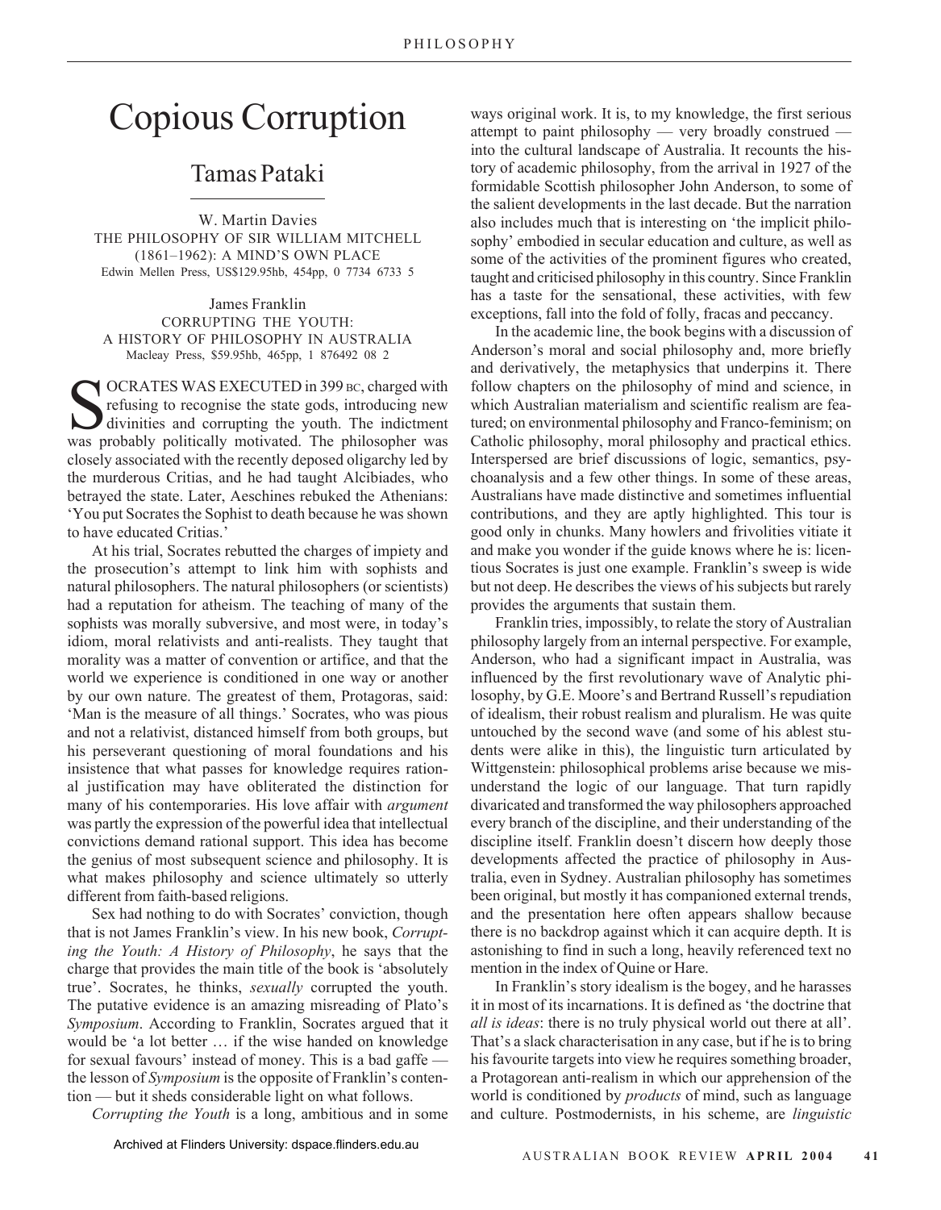# Copious Corruption

## Tamas Pataki

W. Martin Davies
THE PHILOSOPHY OF SIR WILLIAM MITCHELL (1861–1962): A MIND'S OWN PLACE
Edwin Mellen Press, US$129.95hb, 454pp, 0 7734 6733 5

James Franklin
CORRUPTING THE YOUTH: A HISTORY OF PHILOSOPHY IN AUSTRALIA
Macleay Press, $59.95hb, 465pp, 1 876492 08 2

SOCRATES WAS EXECUTED in 399 BC, charged with refusing to recognise the state gods, introducing new divinities and corrupting the youth. The indictment was probably politically motivated. The philosopher was closely associated with the recently deposed oligarchy led by the murderous Critias, and he had taught Alcibiades, who betrayed the state. Later, Aeschines rebuked the Athenians: 'You put Socrates the Sophist to death because he was shown to have educated Critias.'

At his trial, Socrates rebutted the charges of impiety and the prosecution's attempt to link him with sophists and natural philosophers. The natural philosophers (or scientists) had a reputation for atheism. The teaching of many of the sophists was morally subversive, and most were, in today's idiom, moral relativists and anti-realists. They taught that morality was a matter of convention or artifice, and that the world we experience is conditioned in one way or another by our own nature. The greatest of them, Protagoras, said: 'Man is the measure of all things.' Socrates, who was pious and not a relativist, distanced himself from both groups, but his perseverant questioning of moral foundations and his insistence that what passes for knowledge requires rational justification may have obliterated the distinction for many of his contemporaries. His love affair with *argument* was partly the expression of the powerful idea that intellectual convictions demand rational support. This idea has become the genius of most subsequent science and philosophy. It is what makes philosophy and science ultimately so utterly different from faith-based religions.

Sex had nothing to do with Socrates' conviction, though that is not James Franklin's view. In his new book, *Corrupting the Youth: A History of Philosophy*, he says that the charge that provides the main title of the book is 'absolutely true'. Socrates, he thinks, *sexually* corrupted the youth. The putative evidence is an amazing misreading of Plato's *Symposium*. According to Franklin, Socrates argued that it would be 'a lot better … if the wise handed on knowledge for sexual favours' instead of money. This is a bad gaffe — the lesson of *Symposium* is the opposite of Franklin's contention — but it sheds considerable light on what follows.

*Corrupting the Youth* is a long, ambitious and in some ways original work. It is, to my knowledge, the first serious attempt to paint philosophy — very broadly construed — into the cultural landscape of Australia. It recounts the history of academic philosophy, from the arrival in 1927 of the formidable Scottish philosopher John Anderson, to some of the salient developments in the last decade. But the narration also includes much that is interesting on 'the implicit philosophy' embodied in secular education and culture, as well as some of the activities of the prominent figures who created, taught and criticised philosophy in this country. Since Franklin has a taste for the sensational, these activities, with few exceptions, fall into the fold of folly, fracas and peccancy.

In the academic line, the book begins with a discussion of Anderson's moral and social philosophy and, more briefly and derivatively, the metaphysics that underpins it. There follow chapters on the philosophy of mind and science, in which Australian materialism and scientific realism are featured; on environmental philosophy and Franco-feminism; on Catholic philosophy, moral philosophy and practical ethics. Interspersed are brief discussions of logic, semantics, psychoanalysis and a few other things. In some of these areas, Australians have made distinctive and sometimes influential contributions, and they are aptly highlighted. This tour is good only in chunks. Many howlers and frivolities vitiate it and make you wonder if the guide knows where he is: licentious Socrates is just one example. Franklin's sweep is wide but not deep. He describes the views of his subjects but rarely provides the arguments that sustain them.

Franklin tries, impossibly, to relate the story of Australian philosophy largely from an internal perspective. For example, Anderson, who had a significant impact in Australia, was influenced by the first revolutionary wave of Analytic philosophy, by G.E. Moore's and Bertrand Russell's repudiation of idealism, their robust realism and pluralism. He was quite untouched by the second wave (and some of his ablest students were alike in this), the linguistic turn articulated by Wittgenstein: philosophical problems arise because we misunderstand the logic of our language. That turn rapidly divaricated and transformed the way philosophers approached every branch of the discipline, and their understanding of the discipline itself. Franklin doesn't discern how deeply those developments affected the practice of philosophy in Australia, even in Sydney. Australian philosophy has sometimes been original, but mostly it has companioned external trends, and the presentation here often appears shallow because there is no backdrop against which it can acquire depth. It is astonishing to find in such a long, heavily referenced text no mention in the index of Quine or Hare.

In Franklin's story idealism is the bogey, and he harasses it in most of its incarnations. It is defined as 'the doctrine that *all is ideas*: there is no truly physical world out there at all'. That's a slack characterisation in any case, but if he is to bring his favourite targets into view he requires something broader, a Protagorean anti-realism in which our apprehension of the world is conditioned by *products* of mind, such as language and culture. Postmodernists, in his scheme, are *linguistic*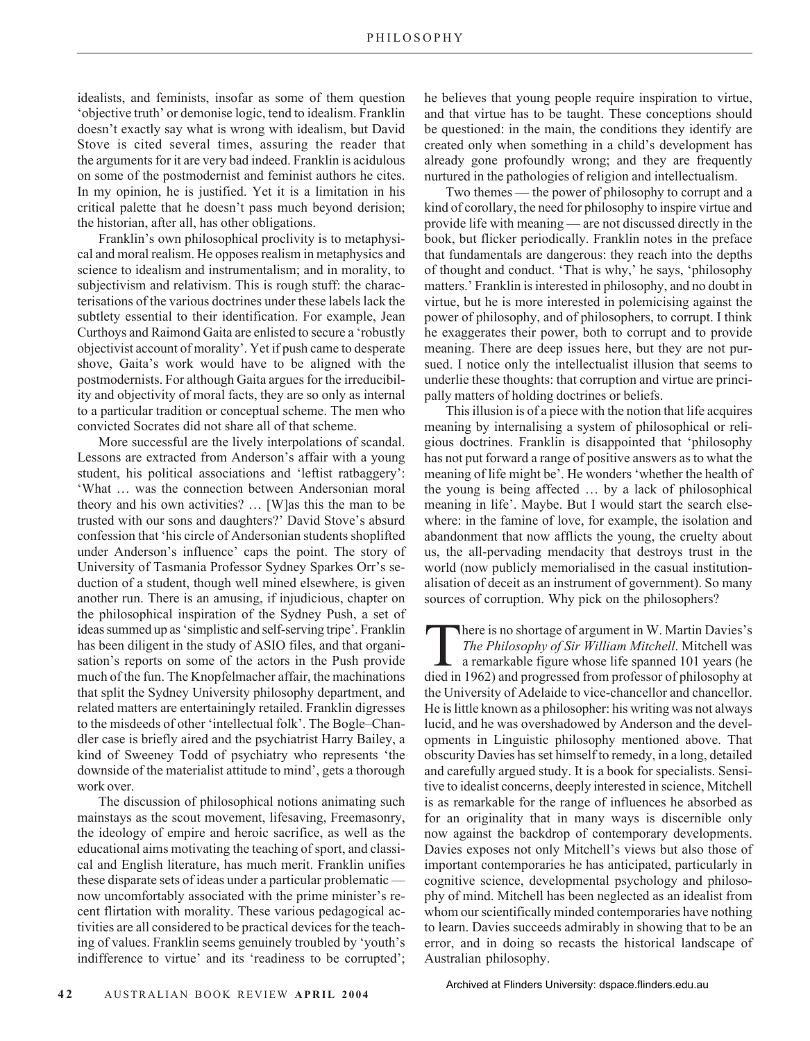idealists, and feminists, insofar as some of them question 'objective truth' or demonise logic, tend to idealism. Franklin doesn't exactly say what is wrong with idealism, but David Stove is cited several times, assuring the reader that the arguments for it are very bad indeed. Franklin is acidulous on some of the postmodernist and feminist authors he cites. In my opinion, he is justified. Yet it is a limitation in his critical palette that he doesn't pass much beyond derision; the historian, after all, has other obligations.

Franklin's own philosophical proclivity is to metaphysical and moral realism. He opposes realism in metaphysics and science to idealism and instrumentalism; and in morality, to subjectivism and relativism. This is rough stuff: the characterisations of the various doctrines under these labels lack the subtlety essential to their identification. For example, Jean Curthoys and Raimond Gaita are enlisted to secure a 'robustly objectivist account of morality'. Yet if push came to desperate shove, Gaita's work would have to be aligned with the postmodernists. For although Gaita argues for the irreducibility and objectivity of moral facts, they are so only as internal to a particular tradition or conceptual scheme. The men who convicted Socrates did not share all of that scheme.

More successful are the lively interpolations of scandal. Lessons are extracted from Anderson's affair with a young student, his political associations and 'leftist ratbaggery': 'What … was the connection between Andersonian moral theory and his own activities? … [W]as this the man to be trusted with our sons and daughters?' David Stove's absurd confession that 'his circle of Andersonian students shoplifted under Anderson's influence' caps the point. The story of University of Tasmania Professor Sydney Sparkes Orr's seduction of a student, though well mined elsewhere, is given another run. There is an amusing, if injudicious, chapter on the philosophical inspiration of the Sydney Push, a set of ideas summed up as 'simplistic and self-serving tripe'. Franklin has been diligent in the study of ASIO files, and that organisation's reports on some of the actors in the Push provide much of the fun. The Knopfelmacher affair, the machinations that split the Sydney University philosophy department, and related matters are entertainingly retailed. Franklin digresses to the misdeeds of other 'intellectual folk'. The Bogle–Chandler case is briefly aired and the psychiatrist Harry Bailey, a kind of Sweeney Todd of psychiatry who represents 'the downside of the materialist attitude to mind', gets a thorough work over.

The discussion of philosophical notions animating such mainstays as the scout movement, lifesaving, Freemasonry, the ideology of empire and heroic sacrifice, as well as the educational aims motivating the teaching of sport, and classical and English literature, has much merit. Franklin unifies these disparate sets of ideas under a particular problematic — now uncomfortably associated with the prime minister's recent flirtation with morality. These various pedagogical activities are all considered to be practical devices for the teaching of values. Franklin seems genuinely troubled by 'youth's indifference to virtue' and its 'readiness to be corrupted'; he believes that young people require inspiration to virtue, and that virtue has to be taught. These conceptions should be questioned: in the main, the conditions they identify are created only when something in a child's development has already gone profoundly wrong; and they are frequently nurtured in the pathologies of religion and intellectualism.

Two themes — the power of philosophy to corrupt and a kind of corollary, the need for philosophy to inspire virtue and provide life with meaning — are not discussed directly in the book, but flicker periodically. Franklin notes in the preface that fundamentals are dangerous: they reach into the depths of thought and conduct. 'That is why,' he says, 'philosophy matters.' Franklin is interested in philosophy, and no doubt in virtue, but he is more interested in polemicising against the power of philosophy, and of philosophers, to corrupt. I think he exaggerates their power, both to corrupt and to provide meaning. There are deep issues here, but they are not pursued. I notice only the intellectualist illusion that seems to underlie these thoughts: that corruption and virtue are principally matters of holding doctrines or beliefs.

This illusion is of a piece with the notion that life acquires meaning by internalising a system of philosophical or religious doctrines. Franklin is disappointed that 'philosophy has not put forward a range of positive answers as to what the meaning of life might be'. He wonders 'whether the health of the young is being affected … by a lack of philosophical meaning in life'. Maybe. But I would start the search elsewhere: in the famine of love, for example, the isolation and abandonment that now afflicts the young, the cruelty about us, the all-pervading mendacity that destroys trust in the world (now publicly memorialised in the casual institutionalisation of deceit as an instrument of government). So many sources of corruption. Why pick on the philosophers?

There is no shortage of argument in W. Martin Davies's *The Philosophy of Sir William Mitchell*. Mitchell was a remarkable figure whose life spanned 101 years (he died in 1962) and progressed from professor of philosophy at the University of Adelaide to vice-chancellor and chancellor. He is little known as a philosopher: his writing was not always lucid, and he was overshadowed by Anderson and the developments in Linguistic philosophy mentioned above. That obscurity Davies has set himself to remedy, in a long, detailed and carefully argued study. It is a book for specialists. Sensitive to idealist concerns, deeply interested in science, Mitchell is as remarkable for the range of influences he absorbed as for an originality that in many ways is discernible only now against the backdrop of contemporary developments. Davies exposes not only Mitchell's views but also those of important contemporaries he has anticipated, particularly in cognitive science, developmental psychology and philosophy of mind. Mitchell has been neglected as an idealist from whom our scientifically minded contemporaries have nothing to learn. Davies succeeds admirably in showing that to be an error, and in doing so recasts the historical landscape of Australian philosophy.